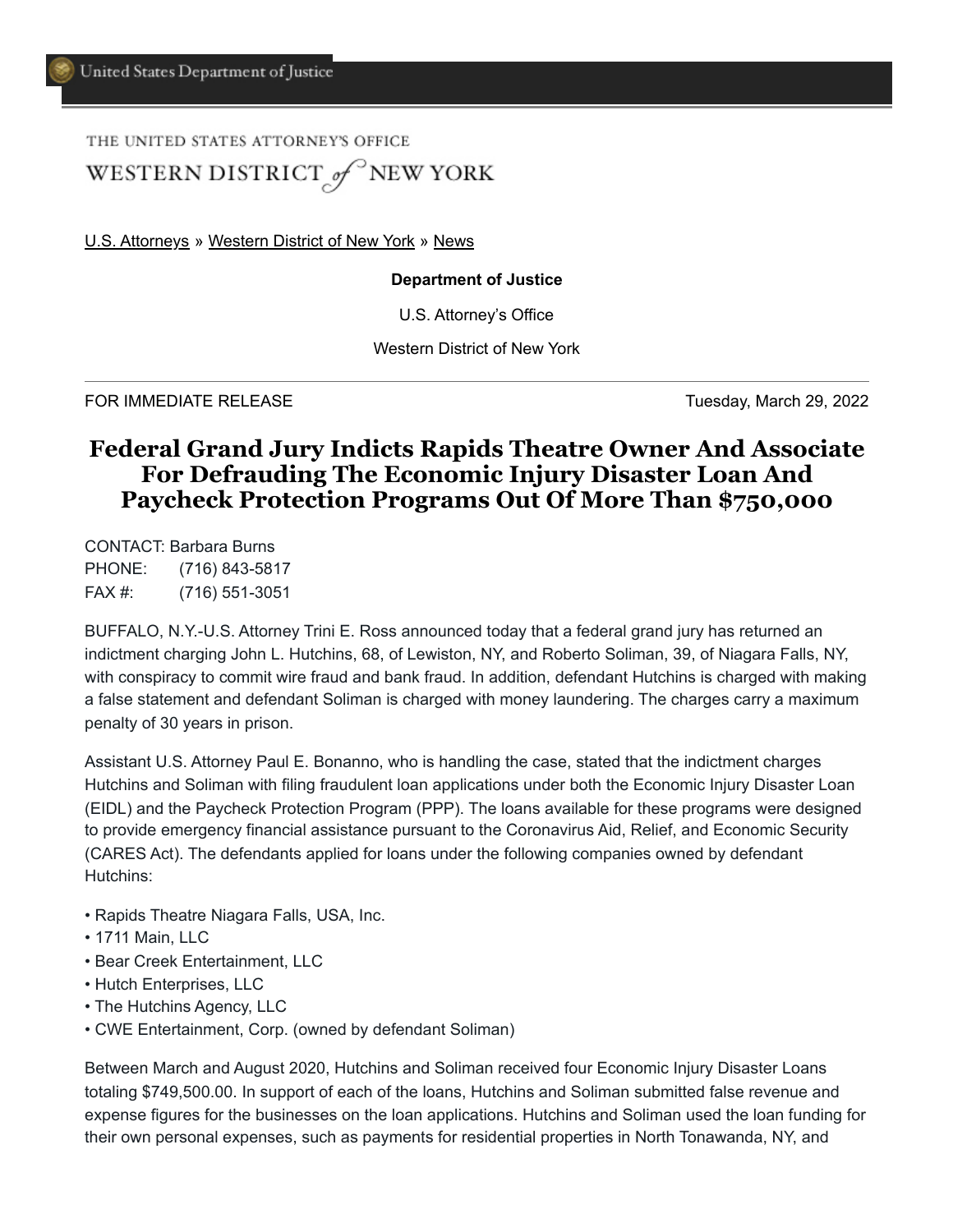United States Department of Justice

THE UNITED STATES ATTORNEY'S OFFICE
WESTERN DISTRICT of NEW YORK

U.S. Attorneys » Western District of New York » News

**Department of Justice**

U.S. Attorney's Office

Western District of New York

FOR IMMEDIATE RELEASE — Tuesday, March 29, 2022

# Federal Grand Jury Indicts Rapids Theatre Owner And Associate For Defrauding The Economic Injury Disaster Loan And Paycheck Protection Programs Out Of More Than $750,000

CONTACT: Barbara Burns
PHONE: (716) 843-5817
FAX #: (716) 551-3051

BUFFALO, N.Y.-U.S. Attorney Trini E. Ross announced today that a federal grand jury has returned an indictment charging John L. Hutchins, 68, of Lewiston, NY, and Roberto Soliman, 39, of Niagara Falls, NY, with conspiracy to commit wire fraud and bank fraud. In addition, defendant Hutchins is charged with making a false statement and defendant Soliman is charged with money laundering. The charges carry a maximum penalty of 30 years in prison.

Assistant U.S. Attorney Paul E. Bonanno, who is handling the case, stated that the indictment charges Hutchins and Soliman with filing fraudulent loan applications under both the Economic Injury Disaster Loan (EIDL) and the Paycheck Protection Program (PPP). The loans available for these programs were designed to provide emergency financial assistance pursuant to the Coronavirus Aid, Relief, and Economic Security (CARES Act). The defendants applied for loans under the following companies owned by defendant Hutchins:

- Rapids Theatre Niagara Falls, USA, Inc.
- 1711 Main, LLC
- Bear Creek Entertainment, LLC
- Hutch Enterprises, LLC
- The Hutchins Agency, LLC
- CWE Entertainment, Corp. (owned by defendant Soliman)

Between March and August 2020, Hutchins and Soliman received four Economic Injury Disaster Loans totaling $749,500.00. In support of each of the loans, Hutchins and Soliman submitted false revenue and expense figures for the businesses on the loan applications. Hutchins and Soliman used the loan funding for their own personal expenses, such as payments for residential properties in North Tonawanda, NY, and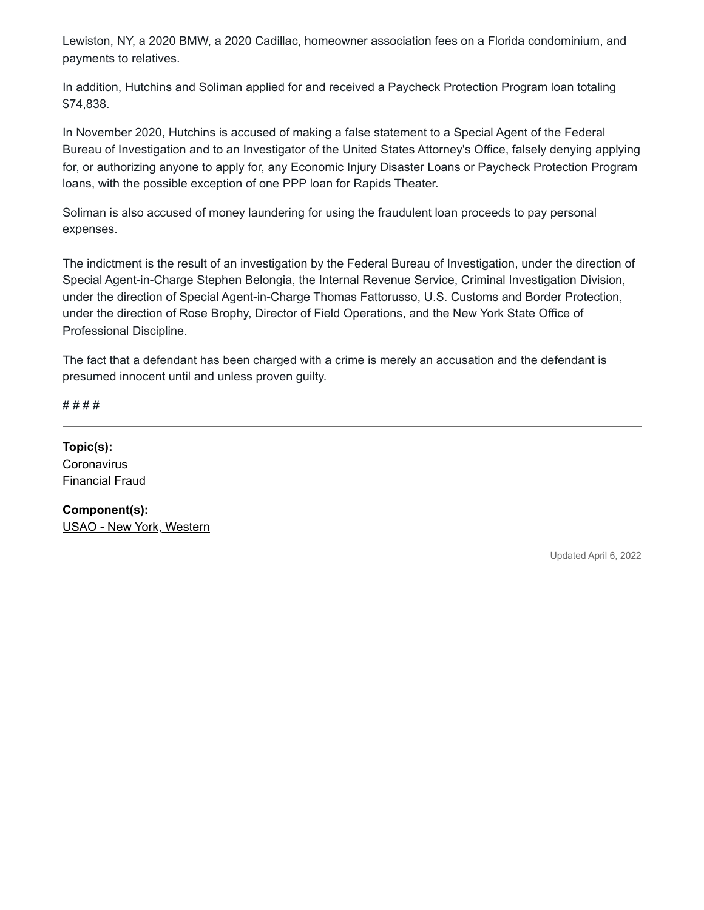Lewiston, NY, a 2020 BMW, a 2020 Cadillac, homeowner association fees on a Florida condominium, and payments to relatives.

In addition, Hutchins and Soliman applied for and received a Paycheck Protection Program loan totaling $74,838.

In November 2020, Hutchins is accused of making a false statement to a Special Agent of the Federal Bureau of Investigation and to an Investigator of the United States Attorney's Office, falsely denying applying for, or authorizing anyone to apply for, any Economic Injury Disaster Loans or Paycheck Protection Program loans, with the possible exception of one PPP loan for Rapids Theater.

Soliman is also accused of money laundering for using the fraudulent loan proceeds to pay personal expenses.

The indictment is the result of an investigation by the Federal Bureau of Investigation, under the direction of Special Agent-in-Charge Stephen Belongia, the Internal Revenue Service, Criminal Investigation Division, under the direction of Special Agent-in-Charge Thomas Fattorusso, U.S. Customs and Border Protection, under the direction of Rose Brophy, Director of Field Operations, and the New York State Office of Professional Discipline.

The fact that a defendant has been charged with a crime is merely an accusation and the defendant is presumed innocent until and unless proven guilty.

# # # #

---

**Topic(s):**
Coronavirus
Financial Fraud

**Component(s):**
USAO - New York, Western

Updated April 6, 2022